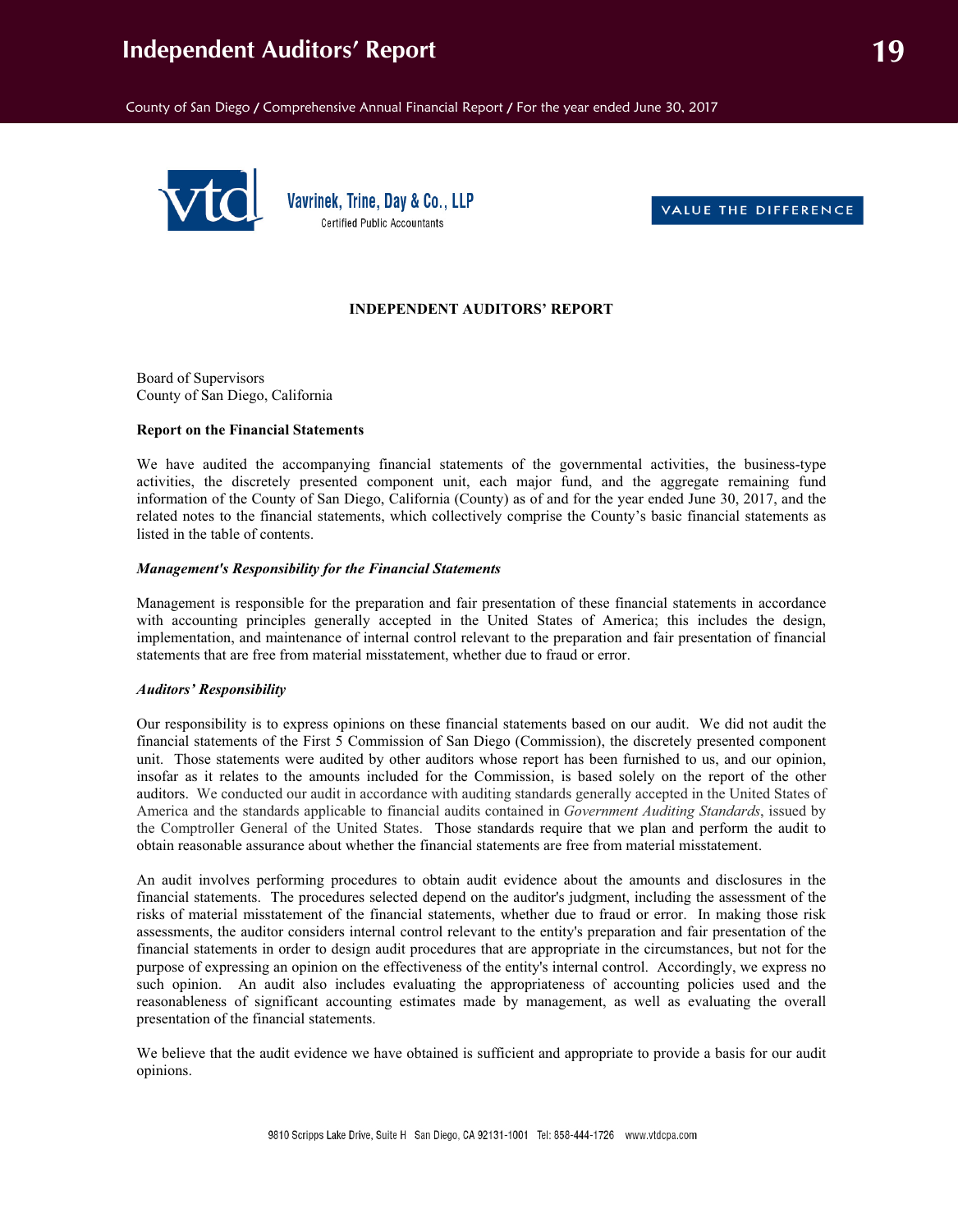Vavrinek, Trine, Day & Co., LLP
Certified Public Accountants

VALUE THE DIFFERENCE

## INDEPENDENT AUDITORS' REPORT

Board of Supervisors
County of San Diego, California

### Report on the Financial Statements

We have audited the accompanying financial statements of the governmental activities, the business-type activities, the discretely presented component unit, each major fund, and the aggregate remaining fund information of the County of San Diego, California (County) as of and for the year ended June 30, 2017, and the related notes to the financial statements, which collectively comprise the County's basic financial statements as listed in the table of contents.

***Management's Responsibility for the Financial Statements***

Management is responsible for the preparation and fair presentation of these financial statements in accordance with accounting principles generally accepted in the United States of America; this includes the design, implementation, and maintenance of internal control relevant to the preparation and fair presentation of financial statements that are free from material misstatement, whether due to fraud or error.

***Auditors' Responsibility***

Our responsibility is to express opinions on these financial statements based on our audit. We did not audit the financial statements of the First 5 Commission of San Diego (Commission), the discretely presented component unit. Those statements were audited by other auditors whose report has been furnished to us, and our opinion, insofar as it relates to the amounts included for the Commission, is based solely on the report of the other auditors. We conducted our audit in accordance with auditing standards generally accepted in the United States of America and the standards applicable to financial audits contained in *Government Auditing Standards*, issued by the Comptroller General of the United States. Those standards require that we plan and perform the audit to obtain reasonable assurance about whether the financial statements are free from material misstatement.

An audit involves performing procedures to obtain audit evidence about the amounts and disclosures in the financial statements. The procedures selected depend on the auditor's judgment, including the assessment of the risks of material misstatement of the financial statements, whether due to fraud or error. In making those risk assessments, the auditor considers internal control relevant to the entity's preparation and fair presentation of the financial statements in order to design audit procedures that are appropriate in the circumstances, but not for the purpose of expressing an opinion on the effectiveness of the entity's internal control. Accordingly, we express no such opinion. An audit also includes evaluating the appropriateness of accounting policies used and the reasonableness of significant accounting estimates made by management, as well as evaluating the overall presentation of the financial statements.

We believe that the audit evidence we have obtained is sufficient and appropriate to provide a basis for our audit opinions.

9810 Scripps Lake Drive, Suite H San Diego, CA 92131-1001 Tel: 858-444-1726 www.vtdcpa.com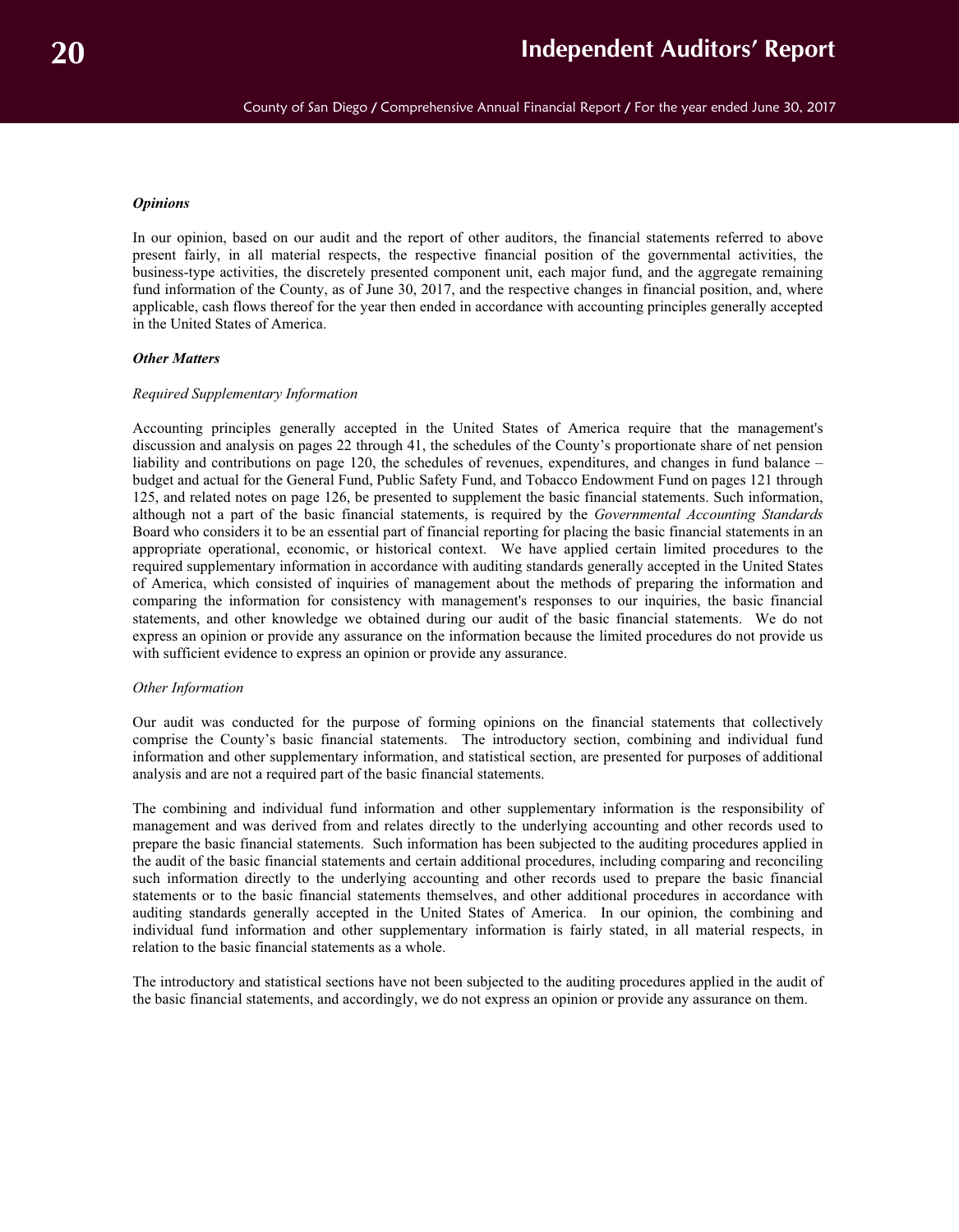***Opinions***

In our opinion, based on our audit and the report of other auditors, the financial statements referred to above present fairly, in all material respects, the respective financial position of the governmental activities, the business-type activities, the discretely presented component unit, each major fund, and the aggregate remaining fund information of the County, as of June 30, 2017, and the respective changes in financial position, and, where applicable, cash flows thereof for the year then ended in accordance with accounting principles generally accepted in the United States of America.

***Other Matters***

*Required Supplementary Information*

Accounting principles generally accepted in the United States of America require that the management's discussion and analysis on pages 22 through 41, the schedules of the County's proportionate share of net pension liability and contributions on page 120, the schedules of revenues, expenditures, and changes in fund balance – budget and actual for the General Fund, Public Safety Fund, and Tobacco Endowment Fund on pages 121 through 125, and related notes on page 126, be presented to supplement the basic financial statements. Such information, although not a part of the basic financial statements, is required by the *Governmental Accounting Standards* Board who considers it to be an essential part of financial reporting for placing the basic financial statements in an appropriate operational, economic, or historical context. We have applied certain limited procedures to the required supplementary information in accordance with auditing standards generally accepted in the United States of America, which consisted of inquiries of management about the methods of preparing the information and comparing the information for consistency with management's responses to our inquiries, the basic financial statements, and other knowledge we obtained during our audit of the basic financial statements. We do not express an opinion or provide any assurance on the information because the limited procedures do not provide us with sufficient evidence to express an opinion or provide any assurance.

*Other Information*

Our audit was conducted for the purpose of forming opinions on the financial statements that collectively comprise the County's basic financial statements. The introductory section, combining and individual fund information and other supplementary information, and statistical section, are presented for purposes of additional analysis and are not a required part of the basic financial statements.

The combining and individual fund information and other supplementary information is the responsibility of management and was derived from and relates directly to the underlying accounting and other records used to prepare the basic financial statements. Such information has been subjected to the auditing procedures applied in the audit of the basic financial statements and certain additional procedures, including comparing and reconciling such information directly to the underlying accounting and other records used to prepare the basic financial statements or to the basic financial statements themselves, and other additional procedures in accordance with auditing standards generally accepted in the United States of America. In our opinion, the combining and individual fund information and other supplementary information is fairly stated, in all material respects, in relation to the basic financial statements as a whole.

The introductory and statistical sections have not been subjected to the auditing procedures applied in the audit of the basic financial statements, and accordingly, we do not express an opinion or provide any assurance on them.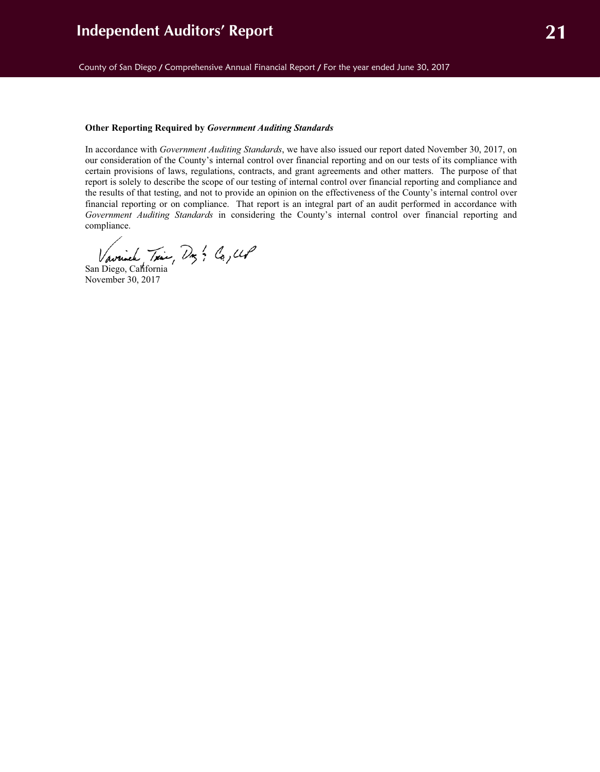**Other Reporting Required by *Government Auditing Standards***

In accordance with *Government Auditing Standards*, we have also issued our report dated November 30, 2017, on our consideration of the County's internal control over financial reporting and on our tests of its compliance with certain provisions of laws, regulations, contracts, and grant agreements and other matters. The purpose of that report is solely to describe the scope of our testing of internal control over financial reporting and compliance and the results of that testing, and not to provide an opinion on the effectiveness of the County's internal control over financial reporting or on compliance. That report is an integral part of an audit performed in accordance with *Government Auditing Standards* in considering the County's internal control over financial reporting and compliance.

Vavrinek, Trine, Day & Co., LLP

San Diego, California
November 30, 2017